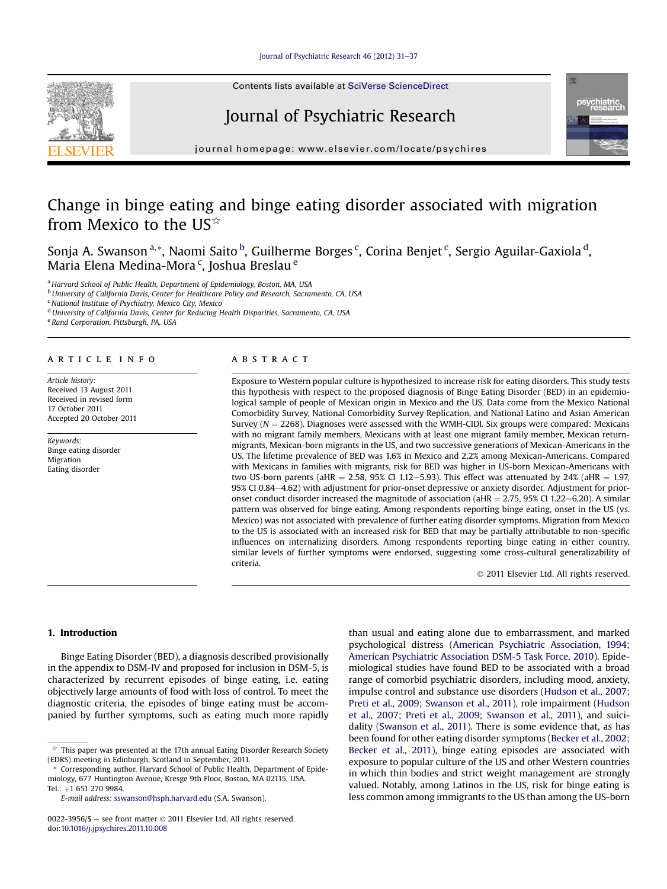# Change in binge eating and binge eating disorder associated with migration from Mexico to the US[☆]

Sonja A. Swanson[a,*], Naomi Saito[b], Guilherme Borges[c], Corina Benjet[c], Sergio Aguilar-Gaxiola[d], Maria Elena Medina-Mora[c], Joshua Breslau[e]

[a] Harvard School of Public Health, Department of Epidemiology, Boston, MA, USA
[b] University of California Davis, Center for Healthcare Policy and Research, Sacramento, CA, USA
[c] National Institute of Psychiatry, Mexico City, Mexico
[d] University of California Davis, Center for Reducing Health Disparities, Sacramento, CA, USA
[e] Rand Corporation, Pittsburgh, PA, USA

## ARTICLE INFO

*Article history:*
Received 13 August 2011
Received in revised form 17 October 2011
Accepted 20 October 2011

*Keywords:*
Binge eating disorder
Migration
Eating disorder

## ABSTRACT

Exposure to Western popular culture is hypothesized to increase risk for eating disorders. This study tests this hypothesis with respect to the proposed diagnosis of Binge Eating Disorder (BED) in an epidemiological sample of people of Mexican origin in Mexico and the US. Data come from the Mexico National Comorbidity Survey, National Comorbidity Survey Replication, and National Latino and Asian American Survey ($N = 2268$). Diagnoses were assessed with the WMH-CIDI. Six groups were compared: Mexicans with no migrant family members, Mexicans with at least one migrant family member, Mexican return-migrants, Mexican-born migrants in the US, and two successive generations of Mexican-Americans in the US. The lifetime prevalence of BED was 1.6% in Mexico and 2.2% among Mexican-Americans. Compared with Mexicans in families with migrants, risk for BED was higher in US-born Mexican-Americans with two US-born parents (aHR = 2.58, 95% CI 1.12–5.93). This effect was attenuated by 24% (aHR = 1.97, 95% CI 0.84–4.62) with adjustment for prior-onset depressive or anxiety disorder. Adjustment for prior-onset conduct disorder increased the magnitude of association (aHR = 2.75, 95% CI 1.22–6.20). A similar pattern was observed for binge eating. Among respondents reporting binge eating, onset in the US (vs. Mexico) was not associated with prevalence of further eating disorder symptoms. Migration from Mexico to the US is associated with an increased risk for BED that may be partially attributable to non-specific influences on internalizing disorders. Among respondents reporting binge eating in either country, similar levels of further symptoms were endorsed, suggesting some cross-cultural generalizability of criteria.

© 2011 Elsevier Ltd. All rights reserved.

## 1. Introduction

Binge Eating Disorder (BED), a diagnosis described provisionally in the appendix to DSM-IV and proposed for inclusion in DSM-5, is characterized by recurrent episodes of binge eating, i.e. eating objectively large amounts of food with loss of control. To meet the diagnostic criteria, the episodes of binge eating must be accompanied by further symptoms, such as eating much more rapidly than usual and eating alone due to embarrassment, and marked psychological distress (American Psychiatric Association, 1994; American Psychiatric Association DSM-5 Task Force, 2010). Epidemiological studies have found BED to be associated with a broad range of comorbid psychiatric disorders, including mood, anxiety, impulse control and substance use disorders (Hudson et al., 2007; Preti et al., 2009; Swanson et al., 2011), role impairment (Hudson et al., 2007; Preti et al., 2009; Swanson et al., 2011), and suicidality (Swanson et al., 2011). There is some evidence that, as has been found for other eating disorder symptoms (Becker et al., 2002; Becker et al., 2011), binge eating episodes are associated with exposure to popular culture of the US and other Western countries in which thin bodies and strict weight management are strongly valued. Notably, among Latinos in the US, risk for binge eating is less common among immigrants to the US than among the US-born

---

[☆] This paper was presented at the 17th annual Eating Disorder Research Society (EDRS) meeting in Edinburgh, Scotland in September, 2011.

[*] Corresponding author. Harvard School of Public Health, Department of Epidemiology, 677 Huntington Avenue, Kresge 9th Floor, Boston, MA 02115, USA. Tel.: +1 651 270 9984.

*E-mail address:* sswanson@hsph.harvard.edu (S.A. Swanson).

0022-3956/$ – see front matter © 2011 Elsevier Ltd. All rights reserved.
doi:10.1016/j.jpsychires.2011.10.008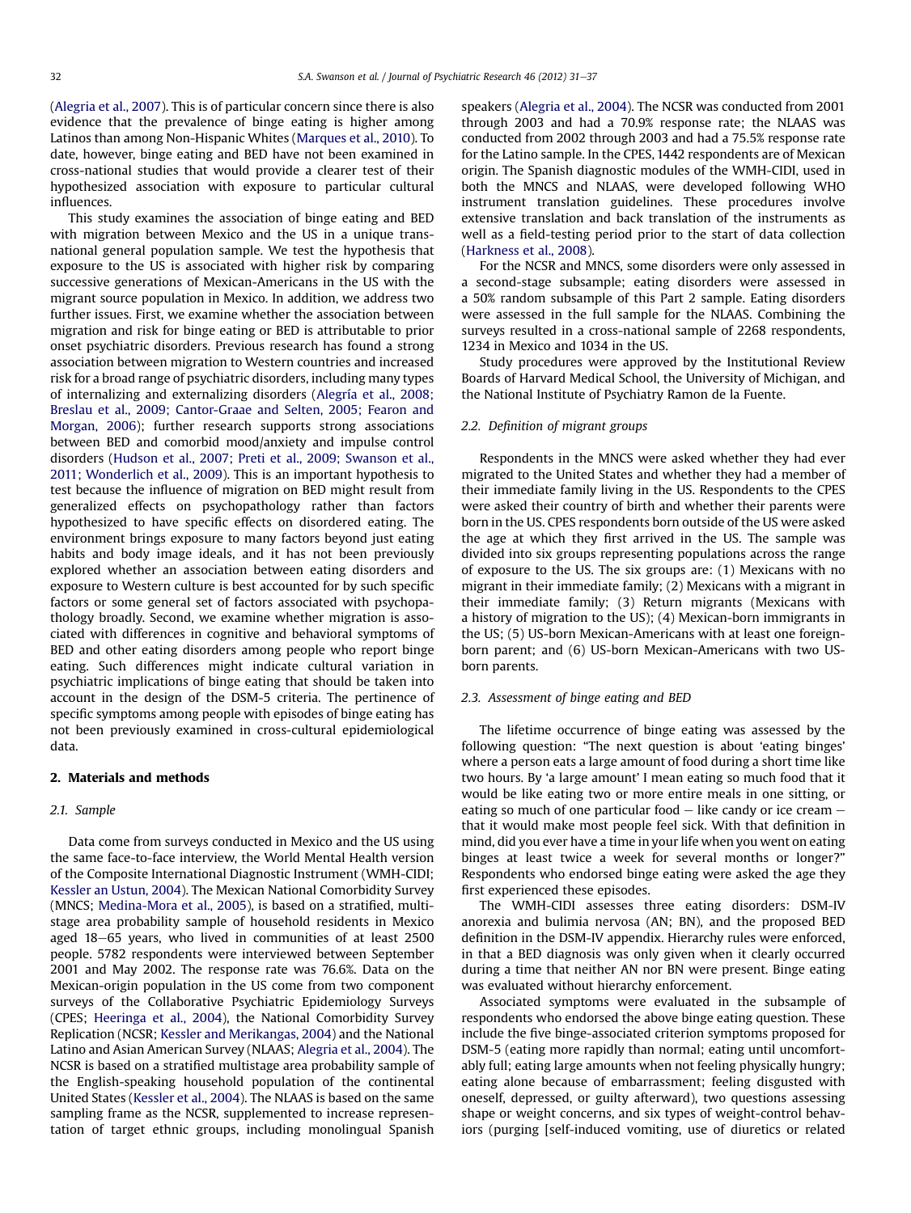(Alegria et al., 2007). This is of particular concern since there is also evidence that the prevalence of binge eating is higher among Latinos than among Non-Hispanic Whites (Marques et al., 2010). To date, however, binge eating and BED have not been examined in cross-national studies that would provide a clearer test of their hypothesized association with exposure to particular cultural influences.

This study examines the association of binge eating and BED with migration between Mexico and the US in a unique trans-national general population sample. We test the hypothesis that exposure to the US is associated with higher risk by comparing successive generations of Mexican-Americans in the US with the migrant source population in Mexico. In addition, we address two further issues. First, we examine whether the association between migration and risk for binge eating or BED is attributable to prior onset psychiatric disorders. Previous research has found a strong association between migration to Western countries and increased risk for a broad range of psychiatric disorders, including many types of internalizing and externalizing disorders (Alegría et al., 2008; Breslau et al., 2009; Cantor-Graae and Selten, 2005; Fearon and Morgan, 2006); further research supports strong associations between BED and comorbid mood/anxiety and impulse control disorders (Hudson et al., 2007; Preti et al., 2009; Swanson et al., 2011; Wonderlich et al., 2009). This is an important hypothesis to test because the influence of migration on BED might result from generalized effects on psychopathology rather than factors hypothesized to have specific effects on disordered eating. The environment brings exposure to many factors beyond just eating habits and body image ideals, and it has not been previously explored whether an association between eating disorders and exposure to Western culture is best accounted for by such specific factors or some general set of factors associated with psychopathology broadly. Second, we examine whether migration is associated with differences in cognitive and behavioral symptoms of BED and other eating disorders among people who report binge eating. Such differences might indicate cultural variation in psychiatric implications of binge eating that should be taken into account in the design of the DSM-5 criteria. The pertinence of specific symptoms among people with episodes of binge eating has not been previously examined in cross-cultural epidemiological data.

## 2. Materials and methods

### 2.1. Sample

Data come from surveys conducted in Mexico and the US using the same face-to-face interview, the World Mental Health version of the Composite International Diagnostic Instrument (WMH-CIDI; Kessler an Ustun, 2004). The Mexican National Comorbidity Survey (MNCS; Medina-Mora et al., 2005), is based on a stratified, multi-stage area probability sample of household residents in Mexico aged 18–65 years, who lived in communities of at least 2500 people. 5782 respondents were interviewed between September 2001 and May 2002. The response rate was 76.6%. Data on the Mexican-origin population in the US come from two component surveys of the Collaborative Psychiatric Epidemiology Surveys (CPES; Heeringa et al., 2004), the National Comorbidity Survey Replication (NCSR; Kessler and Merikangas, 2004) and the National Latino and Asian American Survey (NLAAS; Alegria et al., 2004). The NCSR is based on a stratified multistage area probability sample of the English-speaking household population of the continental United States (Kessler et al., 2004). The NLAAS is based on the same sampling frame as the NCSR, supplemented to increase representation of target ethnic groups, including monolingual Spanish speakers (Alegria et al., 2004). The NCSR was conducted from 2001 through 2003 and had a 70.9% response rate; the NLAAS was conducted from 2002 through 2003 and had a 75.5% response rate for the Latino sample. In the CPES, 1442 respondents are of Mexican origin. The Spanish diagnostic modules of the WMH-CIDI, used in both the MNCS and NLAAS, were developed following WHO instrument translation guidelines. These procedures involve extensive translation and back translation of the instruments as well as a field-testing period prior to the start of data collection (Harkness et al., 2008).

For the NCSR and MNCS, some disorders were only assessed in a second-stage subsample; eating disorders were assessed in a 50% random subsample of this Part 2 sample. Eating disorders were assessed in the full sample for the NLAAS. Combining the surveys resulted in a cross-national sample of 2268 respondents, 1234 in Mexico and 1034 in the US.

Study procedures were approved by the Institutional Review Boards of Harvard Medical School, the University of Michigan, and the National Institute of Psychiatry Ramon de la Fuente.

### 2.2. Definition of migrant groups

Respondents in the MNCS were asked whether they had ever migrated to the United States and whether they had a member of their immediate family living in the US. Respondents to the CPES were asked their country of birth and whether their parents were born in the US. CPES respondents born outside of the US were asked the age at which they first arrived in the US. The sample was divided into six groups representing populations across the range of exposure to the US. The six groups are: (1) Mexicans with no migrant in their immediate family; (2) Mexicans with a migrant in their immediate family; (3) Return migrants (Mexicans with a history of migration to the US); (4) Mexican-born immigrants in the US; (5) US-born Mexican-Americans with at least one foreign-born parent; and (6) US-born Mexican-Americans with two US-born parents.

### 2.3. Assessment of binge eating and BED

The lifetime occurrence of binge eating was assessed by the following question: "The next question is about 'eating binges' where a person eats a large amount of food during a short time like two hours. By 'a large amount' I mean eating so much food that it would be like eating two or more entire meals in one sitting, or eating so much of one particular food – like candy or ice cream – that it would make most people feel sick. With that definition in mind, did you ever have a time in your life when you went on eating binges at least twice a week for several months or longer?" Respondents who endorsed binge eating were asked the age they first experienced these episodes.

The WMH-CIDI assesses three eating disorders: DSM-IV anorexia and bulimia nervosa (AN; BN), and the proposed BED definition in the DSM-IV appendix. Hierarchy rules were enforced, in that a BED diagnosis was only given when it clearly occurred during a time that neither AN nor BN were present. Binge eating was evaluated without hierarchy enforcement.

Associated symptoms were evaluated in the subsample of respondents who endorsed the above binge eating question. These include the five binge-associated criterion symptoms proposed for DSM-5 (eating more rapidly than normal; eating until uncomfortably full; eating large amounts when not feeling physically hungry; eating alone because of embarrassment; feeling disgusted with oneself, depressed, or guilty afterward), two questions assessing shape or weight concerns, and six types of weight-control behaviors (purging [self-induced vomiting, use of diuretics or related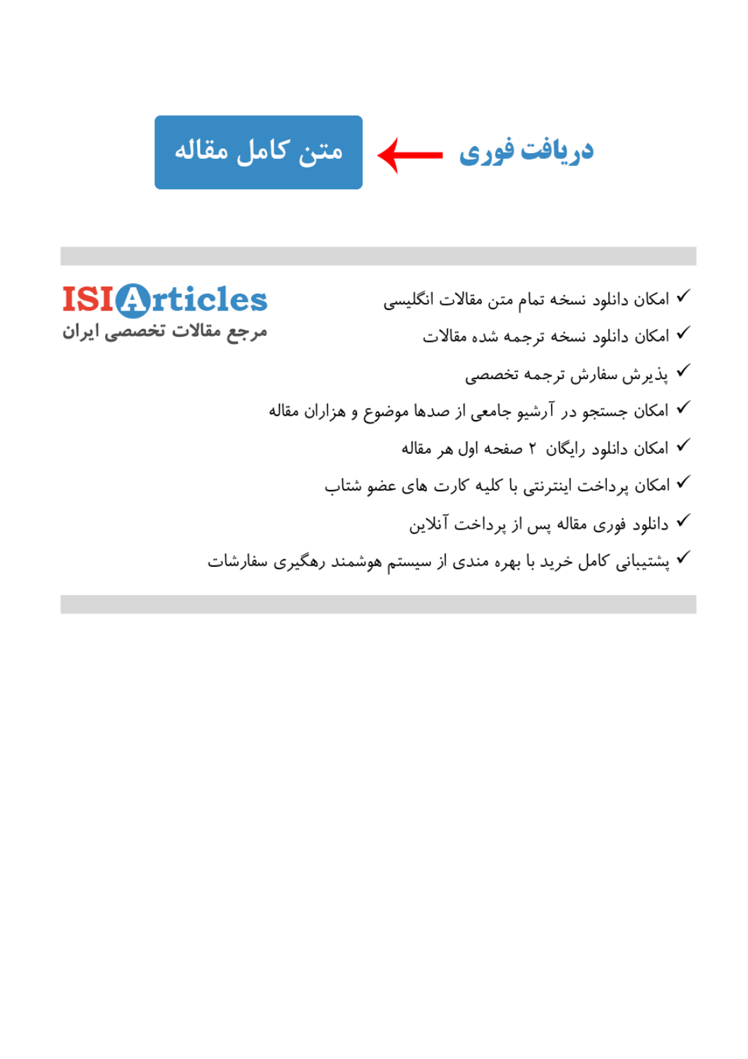دریافت فوری ← **متن کامل مقاله**

**ISIArticles**
مرجع مقالات تخصصی ایران

- ✓ امکان دانلود نسخه تمام متن مقالات انگلیسی
- ✓ امکان دانلود نسخه ترجمه شده مقالات
- ✓ پذیرش سفارش ترجمه تخصصی
- ✓ امکان جستجو در آرشیو جامعی از صدها موضوع و هزاران مقاله
- ✓ امکان دانلود رایگان ۲ صفحه اول هر مقاله
- ✓ امکان پرداخت اینترنتی با کلیه کارت های عضو شتاب
- ✓ دانلود فوری مقاله پس از پرداخت آنلاین
- ✓ پشتیبانی کامل خرید با بهره مندی از سیستم هوشمند رهگیری سفارشات